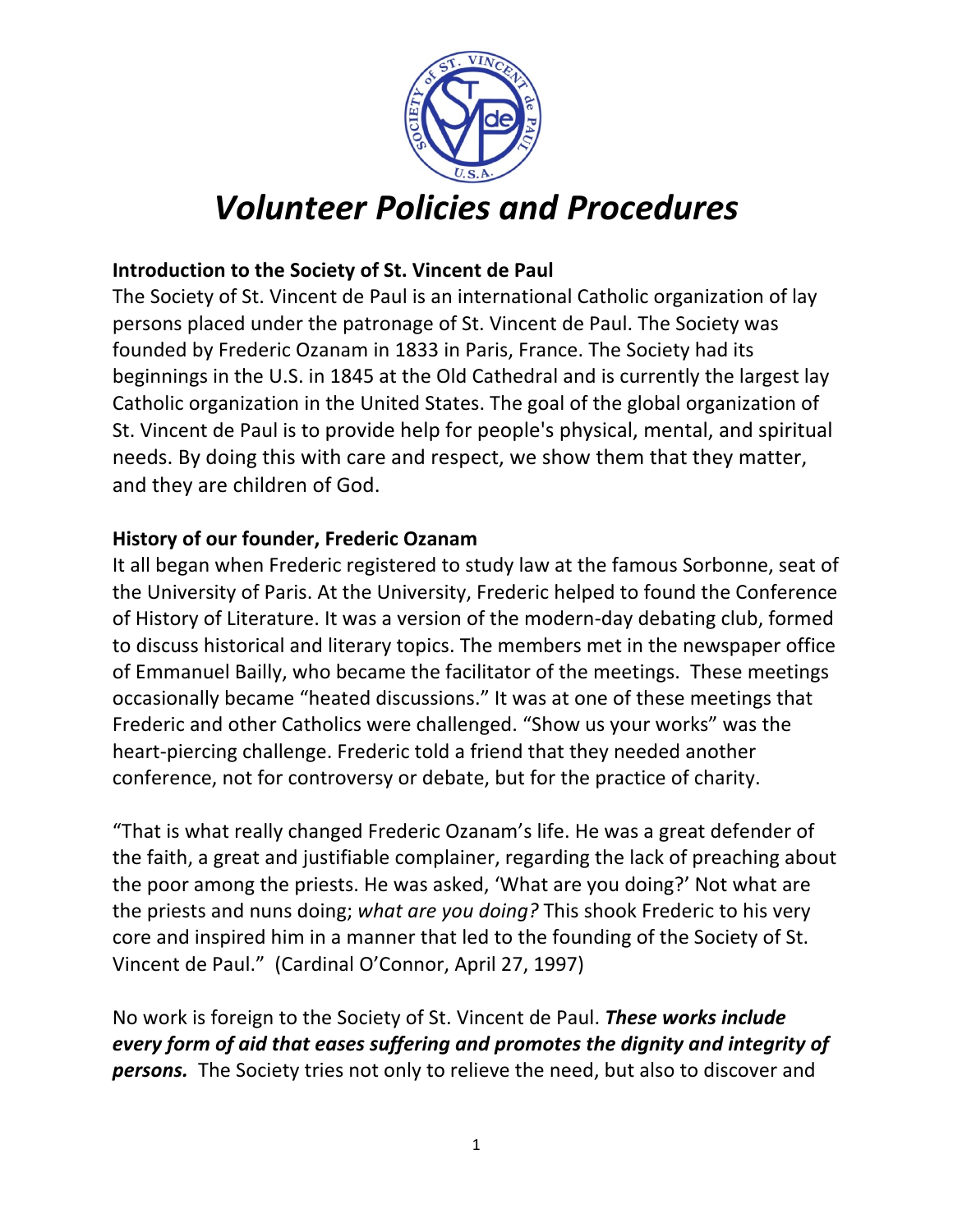# *Volunteer Policies and Procedures*

**Introduction to the Society of St. Vincent de Paul**
The Society of St. Vincent de Paul is an international Catholic organization of lay persons placed under the patronage of St. Vincent de Paul. The Society was founded by Frederic Ozanam in 1833 in Paris, France. The Society had its beginnings in the U.S. in 1845 at the Old Cathedral and is currently the largest lay Catholic organization in the United States. The goal of the global organization of St. Vincent de Paul is to provide help for people's physical, mental, and spiritual needs. By doing this with care and respect, we show them that they matter, and they are children of God.

**History of our founder, Frederic Ozanam**
It all began when Frederic registered to study law at the famous Sorbonne, seat of the University of Paris. At the University, Frederic helped to found the Conference of History of Literature. It was a version of the modern-day debating club, formed to discuss historical and literary topics. The members met in the newspaper office of Emmanuel Bailly, who became the facilitator of the meetings. These meetings occasionally became "heated discussions." It was at one of these meetings that Frederic and other Catholics were challenged. "Show us your works" was the heart-piercing challenge. Frederic told a friend that they needed another conference, not for controversy or debate, but for the practice of charity.

"That is what really changed Frederic Ozanam's life. He was a great defender of the faith, a great and justifiable complainer, regarding the lack of preaching about the poor among the priests. He was asked, 'What are you doing?' Not what are the priests and nuns doing; *what are you doing?* This shook Frederic to his very core and inspired him in a manner that led to the founding of the Society of St. Vincent de Paul." (Cardinal O'Connor, April 27, 1997)

No work is foreign to the Society of St. Vincent de Paul. ***These works include every form of aid that eases suffering and promotes the dignity and integrity of persons.*** The Society tries not only to relieve the need, but also to discover and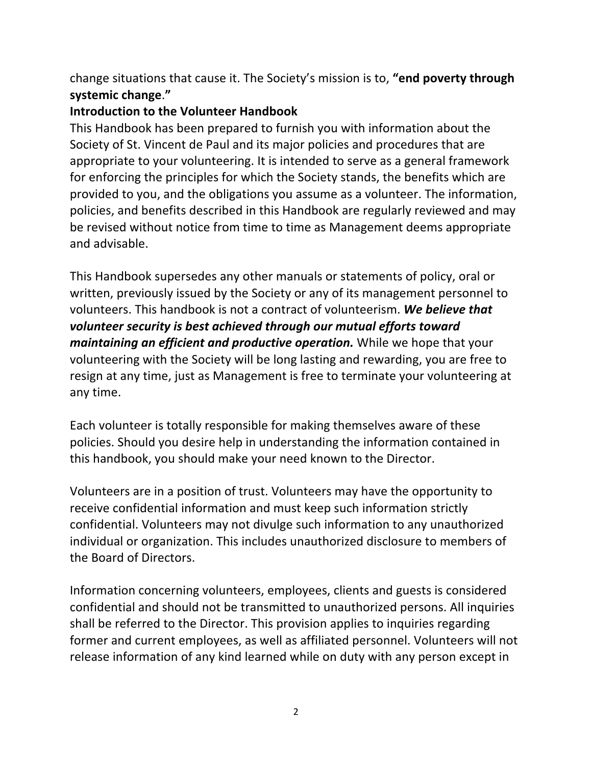change situations that cause it. The Society's mission is to, **"end poverty through systemic change."**

**Introduction to the Volunteer Handbook**

This Handbook has been prepared to furnish you with information about the Society of St. Vincent de Paul and its major policies and procedures that are appropriate to your volunteering. It is intended to serve as a general framework for enforcing the principles for which the Society stands, the benefits which are provided to you, and the obligations you assume as a volunteer. The information, policies, and benefits described in this Handbook are regularly reviewed and may be revised without notice from time to time as Management deems appropriate and advisable.

This Handbook supersedes any other manuals or statements of policy, oral or written, previously issued by the Society or any of its management personnel to volunteers. This handbook is not a contract of volunteerism. ***We believe that volunteer security is best achieved through our mutual efforts toward maintaining an efficient and productive operation.*** While we hope that your volunteering with the Society will be long lasting and rewarding, you are free to resign at any time, just as Management is free to terminate your volunteering at any time.

Each volunteer is totally responsible for making themselves aware of these policies. Should you desire help in understanding the information contained in this handbook, you should make your need known to the Director.

Volunteers are in a position of trust. Volunteers may have the opportunity to receive confidential information and must keep such information strictly confidential. Volunteers may not divulge such information to any unauthorized individual or organization. This includes unauthorized disclosure to members of the Board of Directors.

Information concerning volunteers, employees, clients and guests is considered confidential and should not be transmitted to unauthorized persons. All inquiries shall be referred to the Director. This provision applies to inquiries regarding former and current employees, as well as affiliated personnel. Volunteers will not release information of any kind learned while on duty with any person except in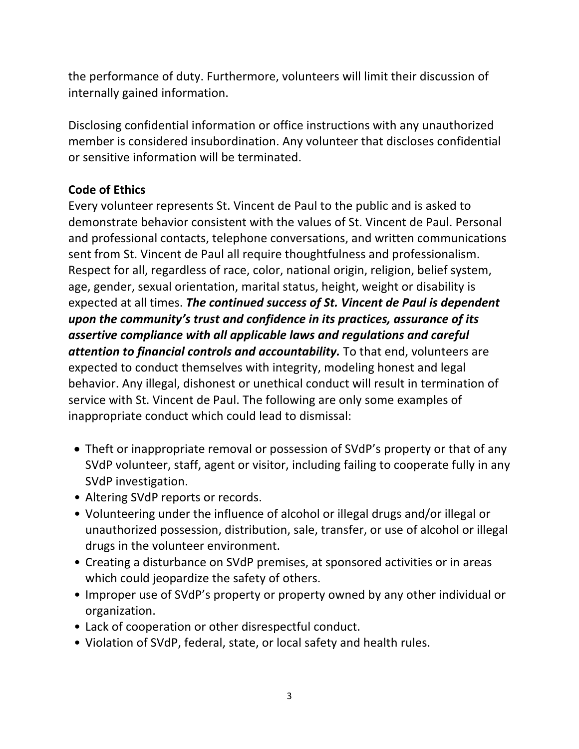the performance of duty. Furthermore, volunteers will limit their discussion of internally gained information.

Disclosing confidential information or office instructions with any unauthorized member is considered insubordination. Any volunteer that discloses confidential or sensitive information will be terminated.

**Code of Ethics**

Every volunteer represents St. Vincent de Paul to the public and is asked to demonstrate behavior consistent with the values of St. Vincent de Paul. Personal and professional contacts, telephone conversations, and written communications sent from St. Vincent de Paul all require thoughtfulness and professionalism. Respect for all, regardless of race, color, national origin, religion, belief system, age, gender, sexual orientation, marital status, height, weight or disability is expected at all times. ***The continued success of St. Vincent de Paul is dependent upon the community's trust and confidence in its practices, assurance of its assertive compliance with all applicable laws and regulations and careful attention to financial controls and accountability.*** To that end, volunteers are expected to conduct themselves with integrity, modeling honest and legal behavior. Any illegal, dishonest or unethical conduct will result in termination of service with St. Vincent de Paul. The following are only some examples of inappropriate conduct which could lead to dismissal:

- Theft or inappropriate removal or possession of SVdP's property or that of any SVdP volunteer, staff, agent or visitor, including failing to cooperate fully in any SVdP investigation.
- Altering SVdP reports or records.
- Volunteering under the influence of alcohol or illegal drugs and/or illegal or unauthorized possession, distribution, sale, transfer, or use of alcohol or illegal drugs in the volunteer environment.
- Creating a disturbance on SVdP premises, at sponsored activities or in areas which could jeopardize the safety of others.
- Improper use of SVdP's property or property owned by any other individual or organization.
- Lack of cooperation or other disrespectful conduct.
- Violation of SVdP, federal, state, or local safety and health rules.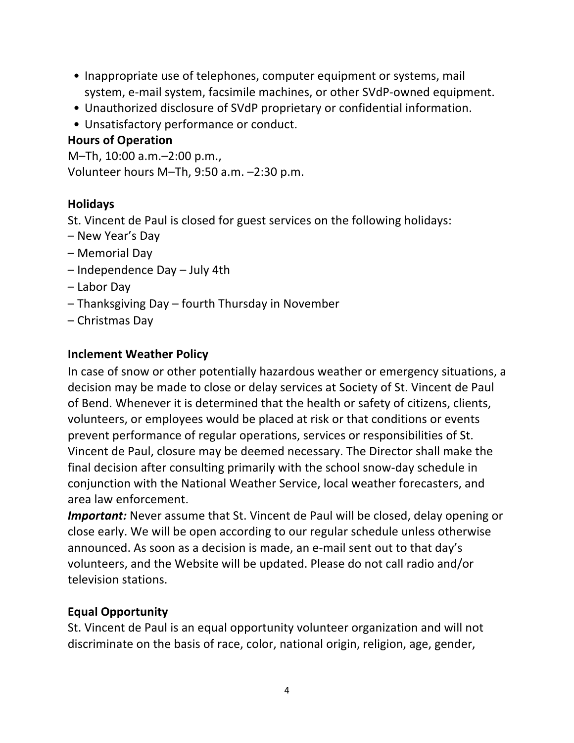- Inappropriate use of telephones, computer equipment or systems, mail system, e-mail system, facsimile machines, or other SVdP-owned equipment.
- Unauthorized disclosure of SVdP proprietary or confidential information.
- Unsatisfactory performance or conduct.

**Hours of Operation**

M–Th, 10:00 a.m.–2:00 p.m.,
Volunteer hours M–Th, 9:50 a.m. –2:30 p.m.

**Holidays**

St. Vincent de Paul is closed for guest services on the following holidays:

– New Year's Day
– Memorial Day
– Independence Day – July 4th
– Labor Day
– Thanksgiving Day – fourth Thursday in November
– Christmas Day

**Inclement Weather Policy**

In case of snow or other potentially hazardous weather or emergency situations, a decision may be made to close or delay services at Society of St. Vincent de Paul of Bend. Whenever it is determined that the health or safety of citizens, clients, volunteers, or employees would be placed at risk or that conditions or events prevent performance of regular operations, services or responsibilities of St. Vincent de Paul, closure may be deemed necessary. The Director shall make the final decision after consulting primarily with the school snow-day schedule in conjunction with the National Weather Service, local weather forecasters, and area law enforcement.

***Important:*** Never assume that St. Vincent de Paul will be closed, delay opening or close early. We will be open according to our regular schedule unless otherwise announced. As soon as a decision is made, an e-mail sent out to that day's volunteers, and the Website will be updated. Please do not call radio and/or television stations.

**Equal Opportunity**

St. Vincent de Paul is an equal opportunity volunteer organization and will not discriminate on the basis of race, color, national origin, religion, age, gender,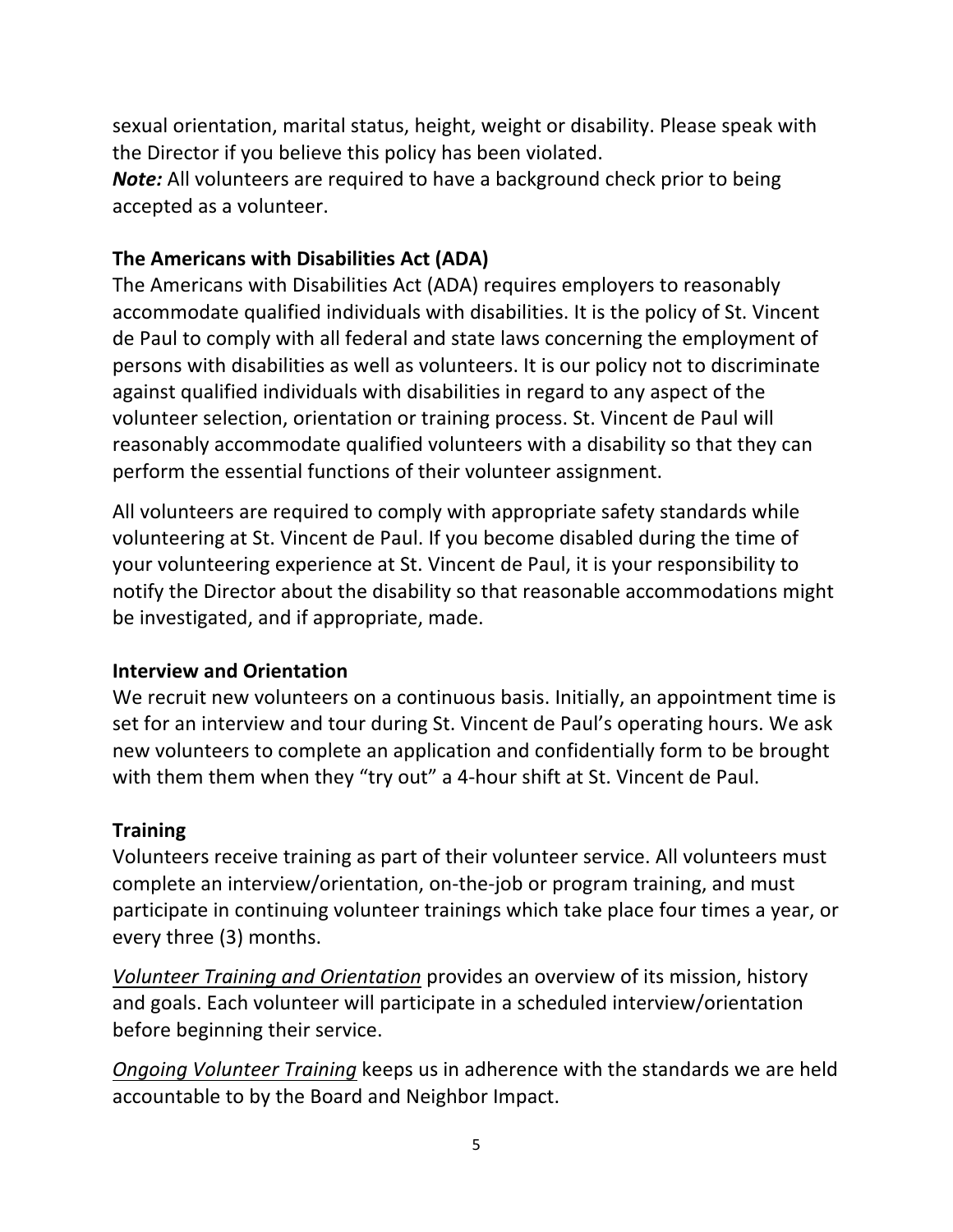sexual orientation, marital status, height, weight or disability. Please speak with the Director if you believe this policy has been violated.

***Note:*** All volunteers are required to have a background check prior to being accepted as a volunteer.

### The Americans with Disabilities Act (ADA)

The Americans with Disabilities Act (ADA) requires employers to reasonably accommodate qualified individuals with disabilities. It is the policy of St. Vincent de Paul to comply with all federal and state laws concerning the employment of persons with disabilities as well as volunteers. It is our policy not to discriminate against qualified individuals with disabilities in regard to any aspect of the volunteer selection, orientation or training process. St. Vincent de Paul will reasonably accommodate qualified volunteers with a disability so that they can perform the essential functions of their volunteer assignment.

All volunteers are required to comply with appropriate safety standards while volunteering at St. Vincent de Paul. If you become disabled during the time of your volunteering experience at St. Vincent de Paul, it is your responsibility to notify the Director about the disability so that reasonable accommodations might be investigated, and if appropriate, made.

### Interview and Orientation

We recruit new volunteers on a continuous basis. Initially, an appointment time is set for an interview and tour during St. Vincent de Paul's operating hours. We ask new volunteers to complete an application and confidentially form to be brought with them them when they "try out" a 4-hour shift at St. Vincent de Paul.

### Training

Volunteers receive training as part of their volunteer service. All volunteers must complete an interview/orientation, on-the-job or program training, and must participate in continuing volunteer trainings which take place four times a year, or every three (3) months.

*Volunteer Training and Orientation* provides an overview of its mission, history and goals. Each volunteer will participate in a scheduled interview/orientation before beginning their service.

*Ongoing Volunteer Training* keeps us in adherence with the standards we are held accountable to by the Board and Neighbor Impact.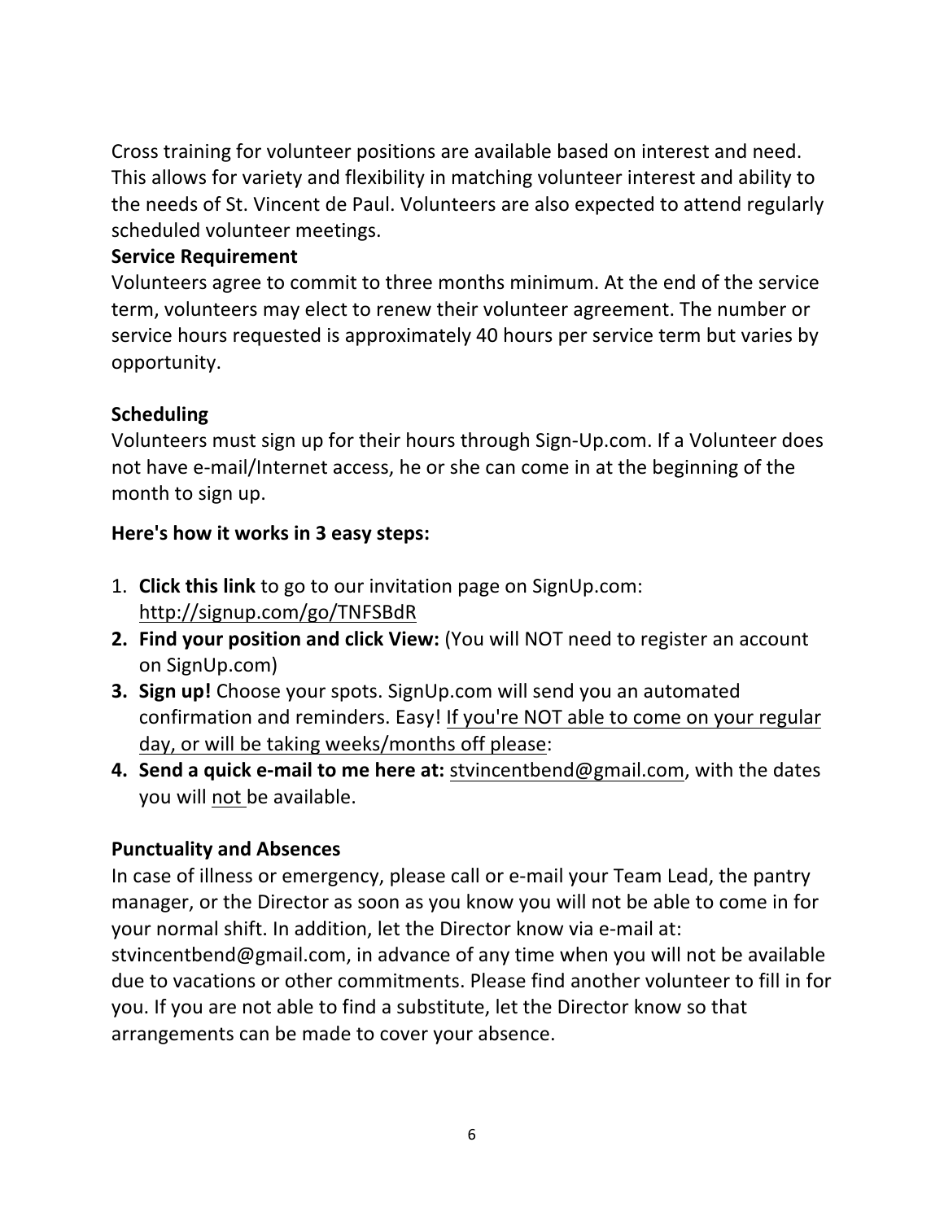Cross training for volunteer positions are available based on interest and need. This allows for variety and flexibility in matching volunteer interest and ability to the needs of St. Vincent de Paul. Volunteers are also expected to attend regularly scheduled volunteer meetings.

**Service Requirement**

Volunteers agree to commit to three months minimum. At the end of the service term, volunteers may elect to renew their volunteer agreement. The number or service hours requested is approximately 40 hours per service term but varies by opportunity.

**Scheduling**

Volunteers must sign up for their hours through Sign-Up.com. If a Volunteer does not have e-mail/Internet access, he or she can come in at the beginning of the month to sign up.

**Here's how it works in 3 easy steps:**

1. **Click this link** to go to our invitation page on SignUp.com: http://signup.com/go/TNFSBdR
2. **Find your position and click View:** (You will NOT need to register an account on SignUp.com)
3. **Sign up!** Choose your spots. SignUp.com will send you an automated confirmation and reminders. Easy! If you're NOT able to come on your regular day, or will be taking weeks/months off please:
4. **Send a quick e-mail to me here at:** stvincentbend@gmail.com, with the dates you will not be available.

**Punctuality and Absences**

In case of illness or emergency, please call or e-mail your Team Lead, the pantry manager, or the Director as soon as you know you will not be able to come in for your normal shift. In addition, let the Director know via e-mail at: stvincentbend@gmail.com, in advance of any time when you will not be available due to vacations or other commitments. Please find another volunteer to fill in for you. If you are not able to find a substitute, let the Director know so that arrangements can be made to cover your absence.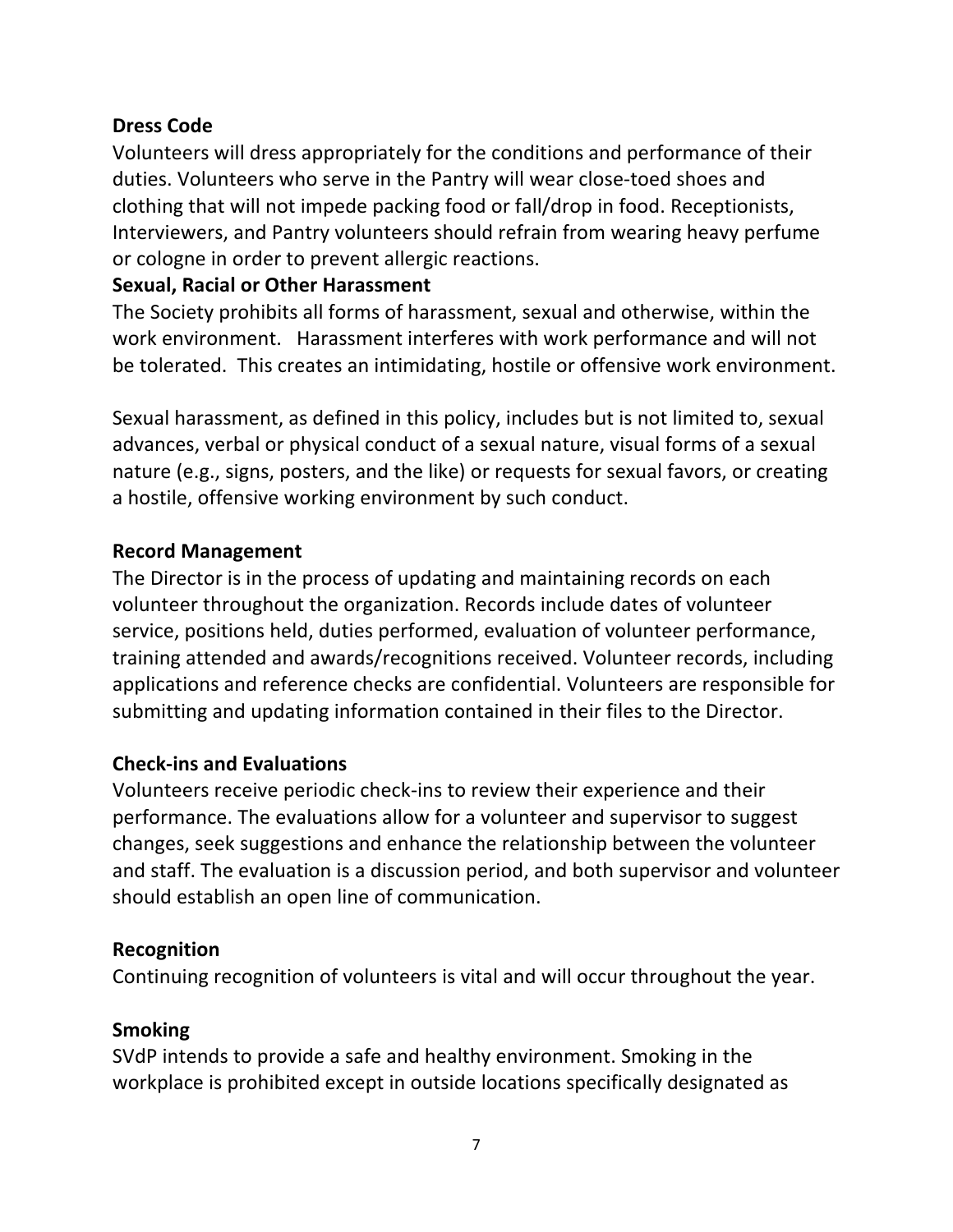**Dress Code**

Volunteers will dress appropriately for the conditions and performance of their duties. Volunteers who serve in the Pantry will wear close-toed shoes and clothing that will not impede packing food or fall/drop in food. Receptionists, Interviewers, and Pantry volunteers should refrain from wearing heavy perfume or cologne in order to prevent allergic reactions.

**Sexual, Racial or Other Harassment**

The Society prohibits all forms of harassment, sexual and otherwise, within the work environment. Harassment interferes with work performance and will not be tolerated. This creates an intimidating, hostile or offensive work environment.

Sexual harassment, as defined in this policy, includes but is not limited to, sexual advances, verbal or physical conduct of a sexual nature, visual forms of a sexual nature (e.g., signs, posters, and the like) or requests for sexual favors, or creating a hostile, offensive working environment by such conduct.

**Record Management**

The Director is in the process of updating and maintaining records on each volunteer throughout the organization. Records include dates of volunteer service, positions held, duties performed, evaluation of volunteer performance, training attended and awards/recognitions received. Volunteer records, including applications and reference checks are confidential. Volunteers are responsible for submitting and updating information contained in their files to the Director.

**Check-ins and Evaluations**

Volunteers receive periodic check-ins to review their experience and their performance. The evaluations allow for a volunteer and supervisor to suggest changes, seek suggestions and enhance the relationship between the volunteer and staff. The evaluation is a discussion period, and both supervisor and volunteer should establish an open line of communication.

**Recognition**

Continuing recognition of volunteers is vital and will occur throughout the year.

**Smoking**

SVdP intends to provide a safe and healthy environment. Smoking in the workplace is prohibited except in outside locations specifically designated as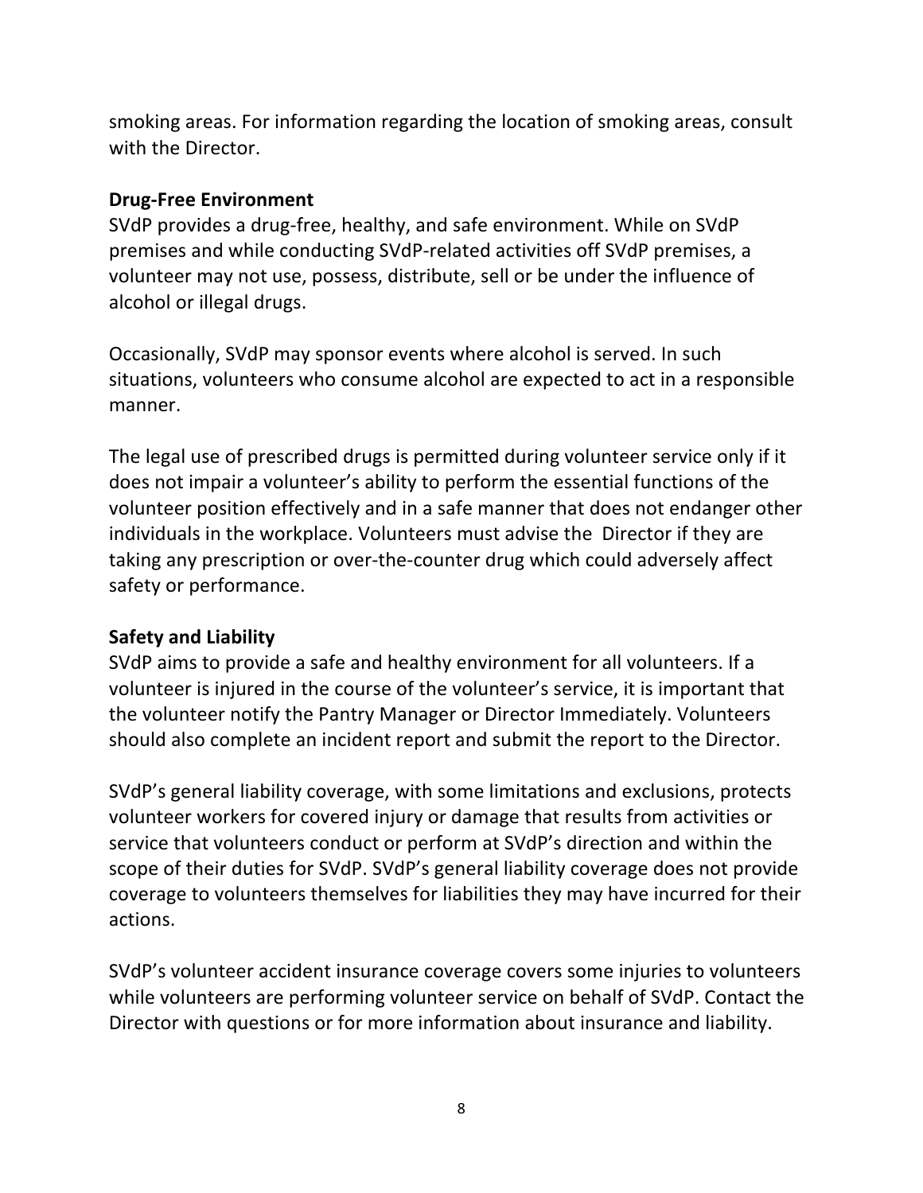smoking areas. For information regarding the location of smoking areas, consult with the Director.

**Drug-Free Environment**

SVdP provides a drug-free, healthy, and safe environment. While on SVdP premises and while conducting SVdP-related activities off SVdP premises, a volunteer may not use, possess, distribute, sell or be under the influence of alcohol or illegal drugs.

Occasionally, SVdP may sponsor events where alcohol is served. In such situations, volunteers who consume alcohol are expected to act in a responsible manner.

The legal use of prescribed drugs is permitted during volunteer service only if it does not impair a volunteer's ability to perform the essential functions of the volunteer position effectively and in a safe manner that does not endanger other individuals in the workplace. Volunteers must advise the Director if they are taking any prescription or over-the-counter drug which could adversely affect safety or performance.

**Safety and Liability**

SVdP aims to provide a safe and healthy environment for all volunteers. If a volunteer is injured in the course of the volunteer's service, it is important that the volunteer notify the Pantry Manager or Director Immediately. Volunteers should also complete an incident report and submit the report to the Director.

SVdP's general liability coverage, with some limitations and exclusions, protects volunteer workers for covered injury or damage that results from activities or service that volunteers conduct or perform at SVdP's direction and within the scope of their duties for SVdP. SVdP's general liability coverage does not provide coverage to volunteers themselves for liabilities they may have incurred for their actions.

SVdP's volunteer accident insurance coverage covers some injuries to volunteers while volunteers are performing volunteer service on behalf of SVdP. Contact the Director with questions or for more information about insurance and liability.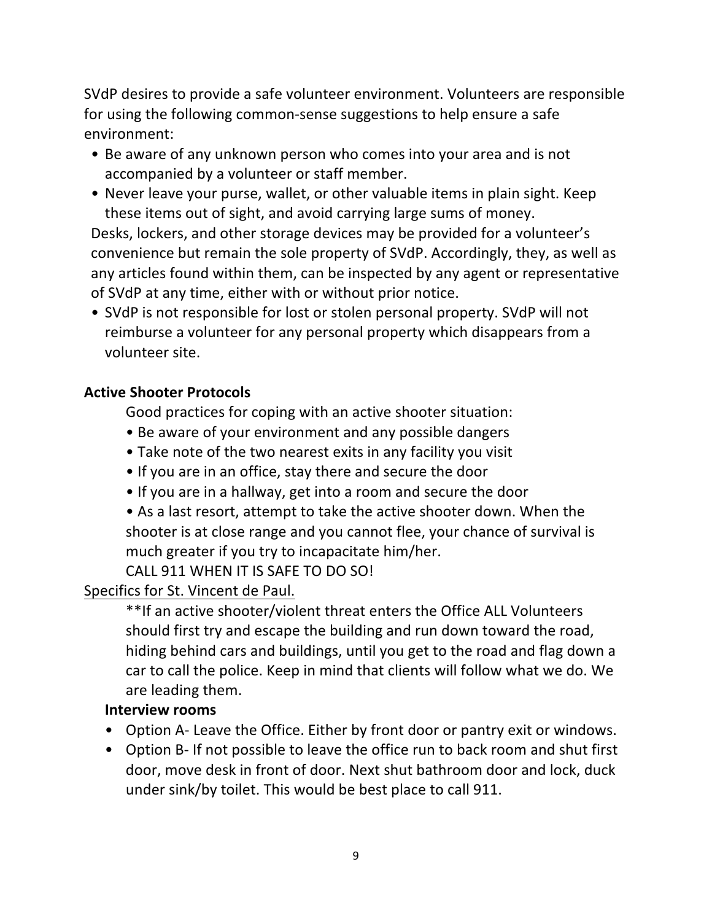SVdP desires to provide a safe volunteer environment. Volunteers are responsible for using the following common-sense suggestions to help ensure a safe environment:

- Be aware of any unknown person who comes into your area and is not accompanied by a volunteer or staff member.
- Never leave your purse, wallet, or other valuable items in plain sight. Keep these items out of sight, and avoid carrying large sums of money.

Desks, lockers, and other storage devices may be provided for a volunteer's convenience but remain the sole property of SVdP. Accordingly, they, as well as any articles found within them, can be inspected by any agent or representative of SVdP at any time, either with or without prior notice.

- SVdP is not responsible for lost or stolen personal property. SVdP will not reimburse a volunteer for any personal property which disappears from a volunteer site.

**Active Shooter Protocols**

Good practices for coping with an active shooter situation:

- Be aware of your environment and any possible dangers
- Take note of the two nearest exits in any facility you visit
- If you are in an office, stay there and secure the door
- If you are in a hallway, get into a room and secure the door
- As a last resort, attempt to take the active shooter down. When the shooter is at close range and you cannot flee, your chance of survival is much greater if you try to incapacitate him/her.

CALL 911 WHEN IT IS SAFE TO DO SO!

<u>Specifics for St. Vincent de Paul.</u>

**If an active shooter/violent threat enters the Office ALL Volunteers should first try and escape the building and run down toward the road, hiding behind cars and buildings, until you get to the road and flag down a car to call the police. Keep in mind that clients will follow what we do. We are leading them.

**Interview rooms**

- Option A- Leave the Office. Either by front door or pantry exit or windows.
- Option B- If not possible to leave the office run to back room and shut first door, move desk in front of door. Next shut bathroom door and lock, duck under sink/by toilet. This would be best place to call 911.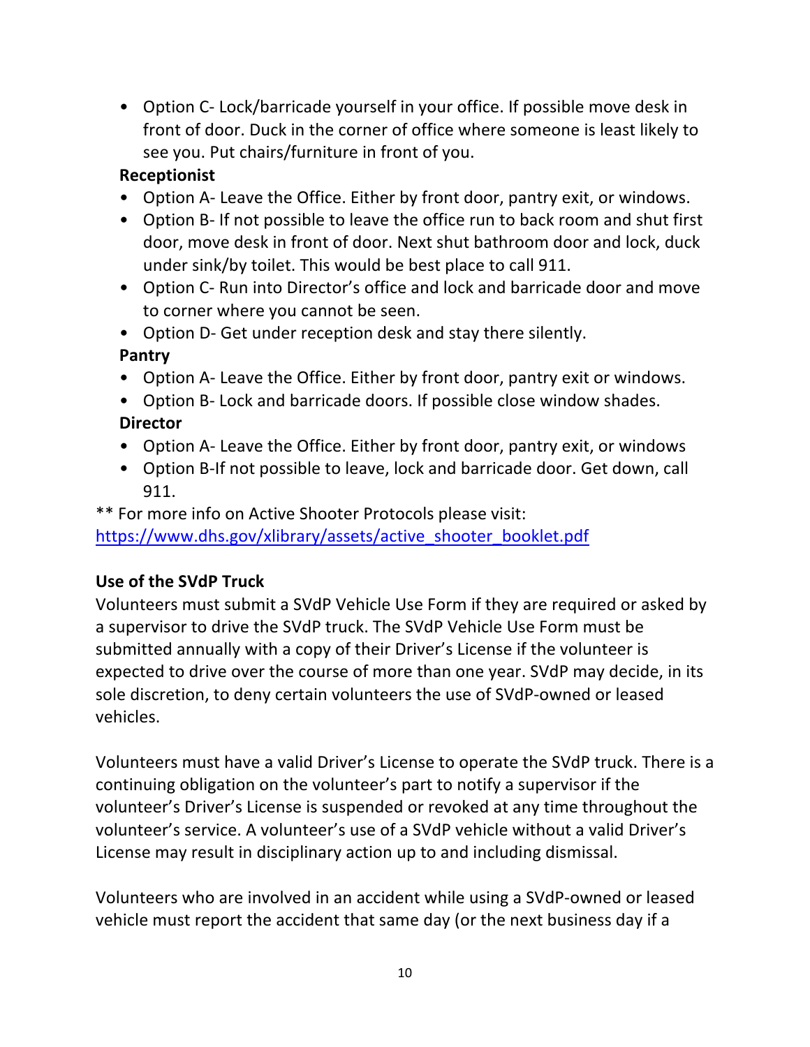- Option C- Lock/barricade yourself in your office. If possible move desk in front of door. Duck in the corner of office where someone is least likely to see you. Put chairs/furniture in front of you.

**Receptionist**

- Option A- Leave the Office. Either by front door, pantry exit, or windows.
- Option B- If not possible to leave the office run to back room and shut first door, move desk in front of door. Next shut bathroom door and lock, duck under sink/by toilet. This would be best place to call 911.
- Option C- Run into Director's office and lock and barricade door and move to corner where you cannot be seen.
- Option D- Get under reception desk and stay there silently.

**Pantry**

- Option A- Leave the Office. Either by front door, pantry exit or windows.
- Option B- Lock and barricade doors. If possible close window shades.

**Director**

- Option A- Leave the Office. Either by front door, pantry exit, or windows
- Option B-If not possible to leave, lock and barricade door. Get down, call 911.

** For more info on Active Shooter Protocols please visit: https://www.dhs.gov/xlibrary/assets/active_shooter_booklet.pdf

**Use of the SVdP Truck**

Volunteers must submit a SVdP Vehicle Use Form if they are required or asked by a supervisor to drive the SVdP truck. The SVdP Vehicle Use Form must be submitted annually with a copy of their Driver's License if the volunteer is expected to drive over the course of more than one year. SVdP may decide, in its sole discretion, to deny certain volunteers the use of SVdP-owned or leased vehicles.

Volunteers must have a valid Driver's License to operate the SVdP truck. There is a continuing obligation on the volunteer's part to notify a supervisor if the volunteer's Driver's License is suspended or revoked at any time throughout the volunteer's service. A volunteer's use of a SVdP vehicle without a valid Driver's License may result in disciplinary action up to and including dismissal.

Volunteers who are involved in an accident while using a SVdP-owned or leased vehicle must report the accident that same day (or the next business day if a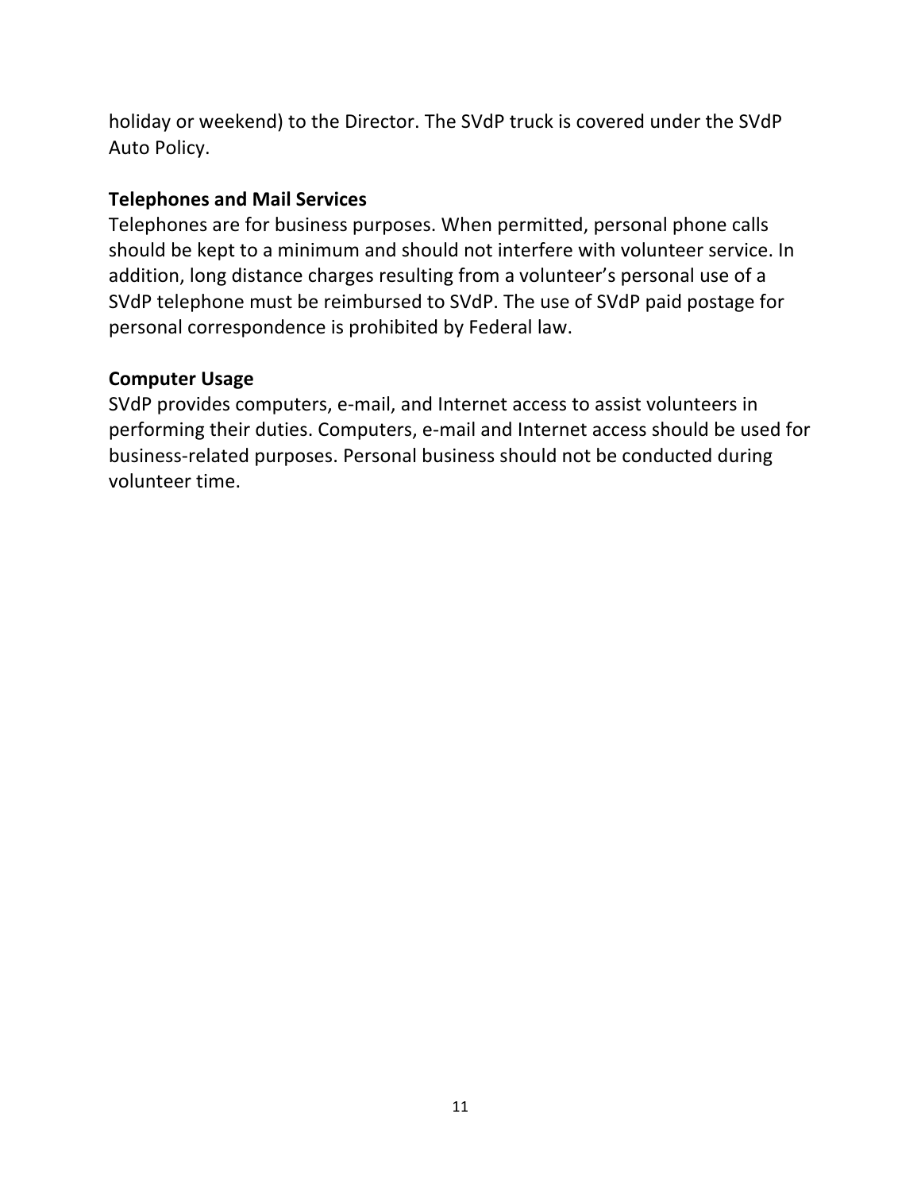holiday or weekend) to the Director. The SVdP truck is covered under the SVdP Auto Policy.

**Telephones and Mail Services**

Telephones are for business purposes. When permitted, personal phone calls should be kept to a minimum and should not interfere with volunteer service. In addition, long distance charges resulting from a volunteer's personal use of a SVdP telephone must be reimbursed to SVdP. The use of SVdP paid postage for personal correspondence is prohibited by Federal law.

**Computer Usage**

SVdP provides computers, e-mail, and Internet access to assist volunteers in performing their duties. Computers, e-mail and Internet access should be used for business-related purposes. Personal business should not be conducted during volunteer time.